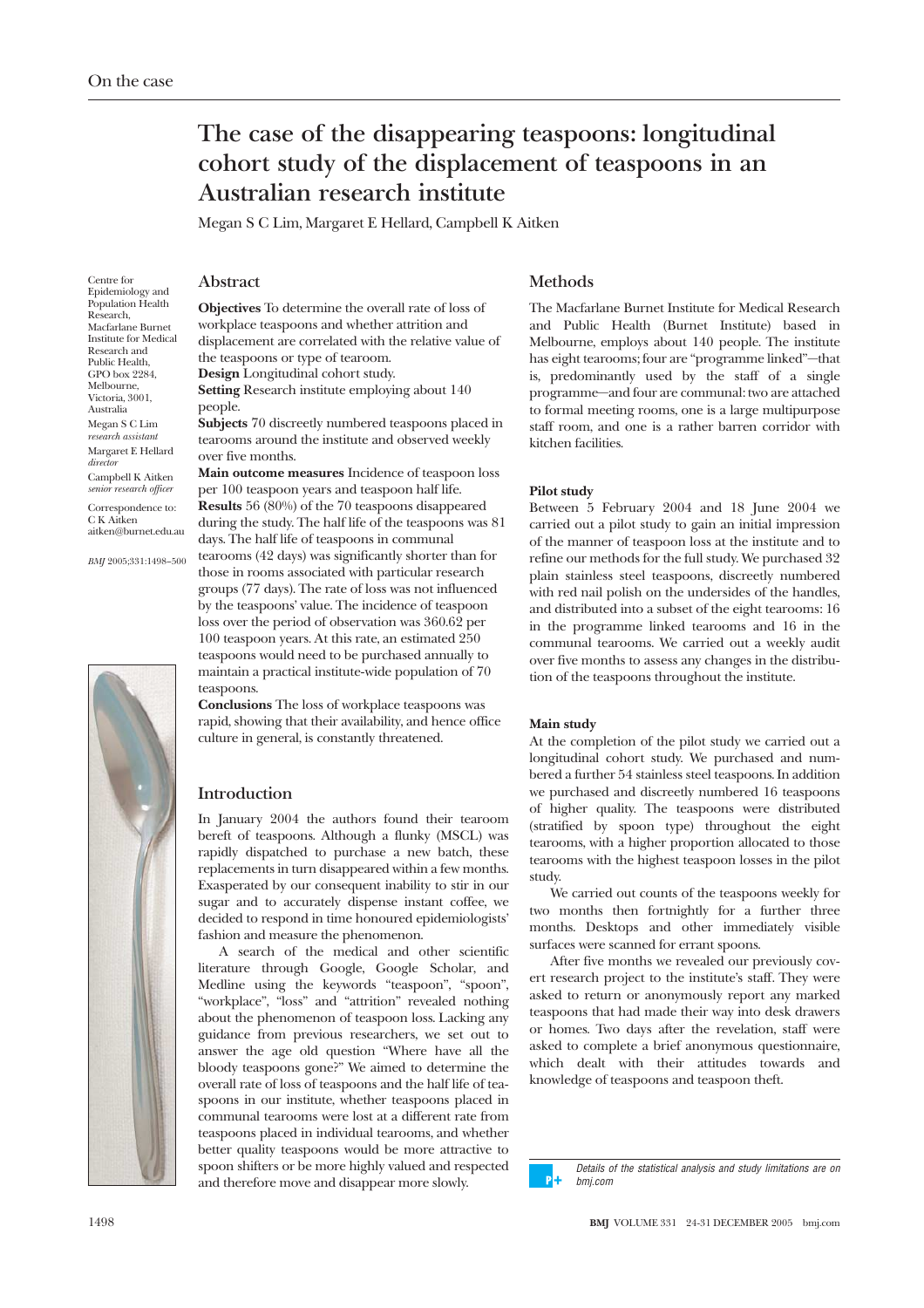# The case of the disappearing teaspoons: longitudinal cohort study of the displacement of teaspoons in an Australian research institute

Megan S C Lim, Margaret E Hellard, Campbell K Aitken

Centre for Epidemiology and Population Health Research, Macfarlane Burnet Institute for Medical Research and Public Health, GPO box 2284, Melbourne, Victoria, 3001, Australia

Megan S C Lim *research assistant*

Margaret E Hellard *director*

Campbell K Aitken *senior research officer*

Correspondence to: C K Aitken aitken@burnet.edu.au

*BMJ* 2005;331:1498–500

## Abstract

**Objectives** To determine the overall rate of loss of workplace teaspoons and whether attrition and displacement are correlated with the relative value of the teaspoons or type of tearoom.

**Design** Longitudinal cohort study.

**Setting** Research institute employing about 140 people.

**Subjects** 70 discreetly numbered teaspoons placed in tearooms around the institute and observed weekly over five months.

**Main outcome measures** Incidence of teaspoon loss per 100 teaspoon years and teaspoon half life.

**Results** 56 (80%) of the 70 teaspoons disappeared during the study. The half life of the teaspoons was 81 days. The half life of teaspoons in communal tearooms (42 days) was significantly shorter than for those in rooms associated with particular research groups (77 days). The rate of loss was not influenced by the teaspoons' value. The incidence of teaspoon loss over the period of observation was 360.62 per 100 teaspoon years. At this rate, an estimated 250 teaspoons would need to be purchased annually to maintain a practical institute-wide population of 70 teaspoons.

**Conclusions** The loss of workplace teaspoons was rapid, showing that their availability, and hence office culture in general, is constantly threatened.

## Introduction

In January 2004 the authors found their tearoom bereft of teaspoons. Although a flunky (MSCL) was rapidly dispatched to purchase a new batch, these replacements in turn disappeared within a few months. Exasperated by our consequent inability to stir in our sugar and to accurately dispense instant coffee, we decided to respond in time honoured epidemiologists' fashion and measure the phenomenon.

A search of the medical and other scientific literature through Google, Google Scholar, and Medline using the keywords "teaspoon", "spoon", "workplace", "loss" and "attrition" revealed nothing about the phenomenon of teaspoon loss. Lacking any guidance from previous researchers, we set out to answer the age old question "Where have all the bloody teaspoons gone?" We aimed to determine the overall rate of loss of teaspoons and the half life of teaspoons in our institute, whether teaspoons placed in communal tearooms were lost at a different rate from teaspoons placed in individual tearooms, and whether better quality teaspoons would be more attractive to spoon shifters or be more highly valued and respected and therefore move and disappear more slowly.

## Methods

The Macfarlane Burnet Institute for Medical Research and Public Health (Burnet Institute) based in Melbourne, employs about 140 people. The institute has eight tearooms; four are "programme linked"—that is, predominantly used by the staff of a single programme—and four are communal: two are attached to formal meeting rooms, one is a large multipurpose staff room, and one is a rather barren corridor with kitchen facilities.

### Pilot study

Between 5 February 2004 and 18 June 2004 we carried out a pilot study to gain an initial impression of the manner of teaspoon loss at the institute and to refine our methods for the full study. We purchased 32 plain stainless steel teaspoons, discreetly numbered with red nail polish on the undersides of the handles, and distributed into a subset of the eight tearooms: 16 in the programme linked tearooms and 16 in the communal tearooms. We carried out a weekly audit over five months to assess any changes in the distribution of the teaspoons throughout the institute.

### Main study

At the completion of the pilot study we carried out a longitudinal cohort study. We purchased and numbered a further 54 stainless steel teaspoons. In addition we purchased and discreetly numbered 16 teaspoons of higher quality. The teaspoons were distributed (stratified by spoon type) throughout the eight tearooms, with a higher proportion allocated to those tearooms with the highest teaspoon losses in the pilot study.

We carried out counts of the teaspoons weekly for two months then fortnightly for a further three months. Desktops and other immediately visible surfaces were scanned for errant spoons.

After five months we revealed our previously covert research project to the institute's staff. They were asked to return or anonymously report any marked teaspoons that had made their way into desk drawers or homes. Two days after the revelation, staff were asked to complete a brief anonymous questionnaire, which dealt with their attitudes towards and knowledge of teaspoons and teaspoon theft.

*Details of the statistical analysis and study limitations are on bmj.com*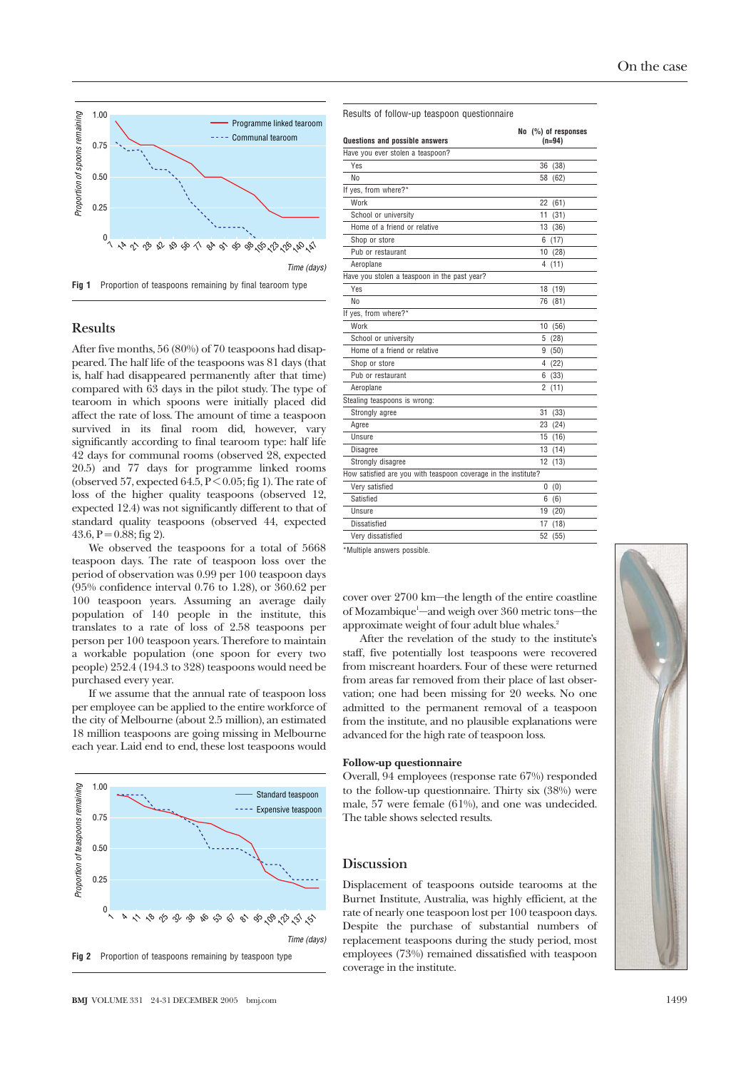Fig 1 Proportion of teaspoons remaining by final tearoom type

## Results

After five months, 56 (80%) of 70 teaspoons had disappeared. The half life of the teaspoons was 81 days (that is, half had disappeared permanently after that time) compared with 63 days in the pilot study. The type of tearoom in which spoons were initially placed did affect the rate of loss. The amount of time a teaspoon survived in its final room did, however, vary significantly according to final tearoom type: half life 42 days for communal rooms (observed 28, expected 20.5) and 77 days for programme linked rooms (observed 57, expected 64.5, $P<0.05$; fig 1). The rate of loss of the higher quality teaspoons (observed 12, expected 12.4) was not significantly different to that of standard quality teaspoons (observed 44, expected 43.6, $P=0.88$; fig 2).

We observed the teaspoons for a total of 5668 teaspoon days. The rate of teaspoon loss over the period of observation was 0.99 per 100 teaspoon days (95% confidence interval 0.76 to 1.28), or 360.62 per 100 teaspoon years. Assuming an average daily population of 140 people in the institute, this translates to a rate of loss of 2.58 teaspoons per person per 100 teaspoon years. Therefore to maintain a workable population (one spoon for every two people) 252.4 (194.3 to 328) teaspoons would need be purchased every year.

If we assume that the annual rate of teaspoon loss per employee can be applied to the entire workforce of the city of Melbourne (about 2.5 million), an estimated 18 million teaspoons are going missing in Melbourne each year. Laid end to end, these lost teaspoons would cover over 2700 km—the length of the entire coastline of Mozambique[1]—and weigh over 360 metric tons—the approximate weight of four adult blue whales.[2]

After the revelation of the study to the institute's staff, five potentially lost teaspoons were recovered from miscreant hoarders. Four of these were returned from areas far removed from their place of last observation; one had been missing for 20 weeks. No one admitted to the permanent removal of a teaspoon from the institute, and no plausible explanations were advanced for the high rate of teaspoon loss.

Fig 2 Proportion of teaspoons remaining by teaspoon type

Results of follow-up teaspoon questionnaire

| Questions and possible answers | No (%) of responses (n=94) |
|---|---|
| Have you ever stolen a teaspoon? | |
| Yes | 36 (38) |
| No | 58 (62) |
| If yes, from where?* | |
| Work | 22 (61) |
| School or university | 11 (31) |
| Home of a friend or relative | 13 (36) |
| Shop or store | 6 (17) |
| Pub or restaurant | 10 (28) |
| Aeroplane | 4 (11) |
| Have you stolen a teaspoon in the past year? | |
| Yes | 18 (19) |
| No | 76 (81) |
| If yes, from where?* | |
| Work | 10 (56) |
| School or university | 5 (28) |
| Home of a friend or relative | 9 (50) |
| Shop or store | 4 (22) |
| Pub or restaurant | 6 (33) |
| Aeroplane | 2 (11) |
| Stealing teaspoons is wrong: | |
| Strongly agree | 31 (33) |
| Agree | 23 (24) |
| Unsure | 15 (16) |
| Disagree | 13 (14) |
| Strongly disagree | 12 (13) |
| How satisfied are you with teaspoon coverage in the institute? | |
| Very satisfied | 0 (0) |
| Satisfied | 6 (6) |
| Unsure | 19 (20) |
| Dissatisfied | 17 (18) |
| Very dissatisfied | 52 (55) |

*Multiple answers possible.

### Follow-up questionnaire

Overall, 94 employees (response rate 67%) responded to the follow-up questionnaire. Thirty six (38%) were male, 57 were female (61%), and one was undecided. The table shows selected results.

## Discussion

Displacement of teaspoons outside tearooms at the Burnet Institute, Australia, was highly efficient, at the rate of nearly one teaspoon lost per 100 teaspoon days. Despite the purchase of substantial numbers of replacement teaspoons during the study period, most employees (73%) remained dissatisfied with teaspoon coverage in the institute.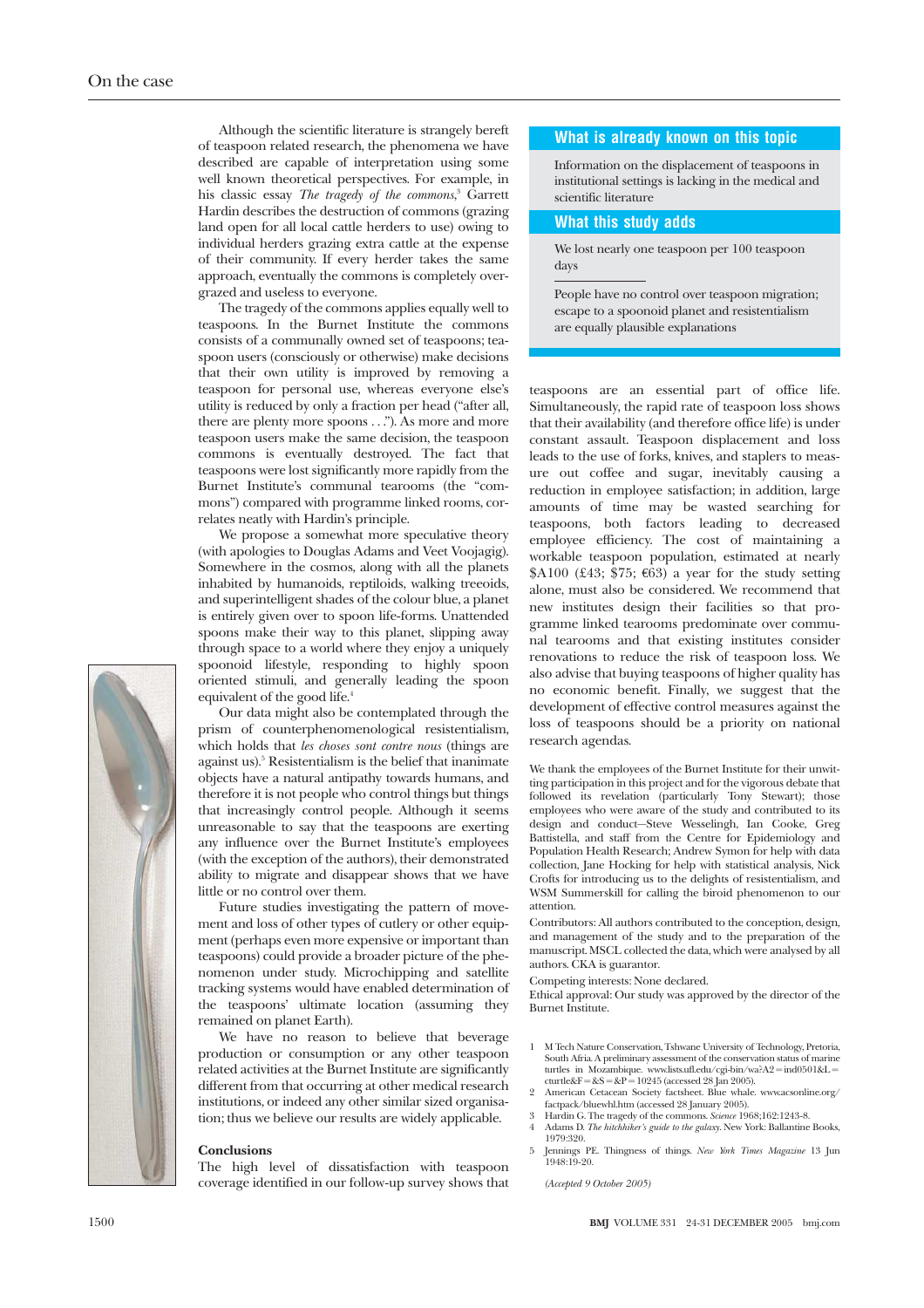Although the scientific literature is strangely bereft of teaspoon related research, the phenomena we have described are capable of interpretation using some well known theoretical perspectives. For example, in his classic essay *The tragedy of the commons*,[3] Garrett Hardin describes the destruction of commons (grazing land open for all local cattle herders to use) owing to individual herders grazing extra cattle at the expense of their community. If every herder takes the same approach, eventually the commons is completely overgrazed and useless to everyone.

The tragedy of the commons applies equally well to teaspoons. In the Burnet Institute the commons consists of a communally owned set of teaspoons; teaspoon users (consciously or otherwise) make decisions that their own utility is improved by removing a teaspoon for personal use, whereas everyone else's utility is reduced by only a fraction per head ("after all, there are plenty more spoons . . ."). As more and more teaspoon users make the same decision, the teaspoon commons is eventually destroyed. The fact that teaspoons were lost significantly more rapidly from the Burnet Institute's communal tearooms (the "commons") compared with programme linked rooms, correlates neatly with Hardin's principle.

We propose a somewhat more speculative theory (with apologies to Douglas Adams and Veet Voojagig). Somewhere in the cosmos, along with all the planets inhabited by humanoids, reptiloids, walking treeoids, and superintelligent shades of the colour blue, a planet is entirely given over to spoon life-forms. Unattended spoons make their way to this planet, slipping away through space to a world where they enjoy a uniquely spoonoid lifestyle, responding to highly spoon oriented stimuli, and generally leading the spoon equivalent of the good life.[4]

Our data might also be contemplated through the prism of counterphenomenological resistentialism, which holds that *les choses sont contre nous* (things are against us).[5] Resistentialism is the belief that inanimate objects have a natural antipathy towards humans, and therefore it is not people who control things but things that increasingly control people. Although it seems unreasonable to say that the teaspoons are exerting any influence over the Burnet Institute's employees (with the exception of the authors), their demonstrated ability to migrate and disappear shows that we have little or no control over them.

Future studies investigating the pattern of movement and loss of other types of cutlery or other equipment (perhaps even more expensive or important than teaspoons) could provide a broader picture of the phenomenon under study. Microchipping and satellite tracking systems would have enabled determination of the teaspoons' ultimate location (assuming they remained on planet Earth).

We have no reason to believe that beverage production or consumption or any other teaspoon related activities at the Burnet Institute are significantly different from that occurring at other medical research institutions, or indeed any other similar sized organisation; thus we believe our results are widely applicable.

## Conclusions

The high level of dissatisfaction with teaspoon coverage identified in our follow-up survey shows that teaspoons are an essential part of office life. Simultaneously, the rapid rate of teaspoon loss shows that their availability (and therefore office life) is under constant assault. Teaspoon displacement and loss leads to the use of forks, knives, and staplers to measure out coffee and sugar, inevitably causing a reduction in employee satisfaction; in addition, large amounts of time may be wasted searching for teaspoons, both factors leading to decreased employee efficiency. The cost of maintaining a workable teaspoon population, estimated at nearly $A100 (£43; $75; €63) a year for the study setting alone, must also be considered. We recommend that new institutes design their facilities so that programme linked tearooms predominate over communal tearooms and that existing institutes consider renovations to reduce the risk of teaspoon loss. We also advise that buying teaspoons of higher quality has no economic benefit. Finally, we suggest that the development of effective control measures against the loss of teaspoons should be a priority on national research agendas.

**What is already known on this topic**

Information on the displacement of teaspoons in institutional settings is lacking in the medical and scientific literature

**What this study adds**

We lost nearly one teaspoon per 100 teaspoon days

People have no control over teaspoon migration; escape to a spoonoid planet and resistentialism are equally plausible explanations

We thank the employees of the Burnet Institute for their unwitting participation in this project and for the vigorous debate that followed its revelation (particularly Tony Stewart); those employees who were aware of the study and contributed to its design and conduct—Steve Wesselingh, Ian Cooke, Greg Battistella, and staff from the Centre for Epidemiology and Population Health Research; Andrew Symon for help with data collection, Jane Hocking for help with statistical analysis, Nick Crofts for introducing us to the delights of resistentialism, and WSM Summerskill for calling the biroid phenomenon to our attention.

Contributors: All authors contributed to the conception, design, and management of the study and to the preparation of the manuscript. MSCL collected the data, which were analysed by all authors. CKA is guarantor.

Competing interests: None declared.

Ethical approval: Our study was approved by the director of the Burnet Institute.

1. M Tech Nature Conservation, Tshwane University of Technology, Pretoria, South Afria. A preliminary assessment of the conservation status of marine turtles in Mozambique. www.lists.ufl.edu/cgi-bin/wa?A2=ind0501&L=cturtle&F=&S=&P=10245 (accessed 28 Jan 2005).
2. American Cetacean Society factsheet. Blue whale. www.acsonline.org/factpack/bluewhl.htm (accessed 28 January 2005).
3. Hardin G. The tragedy of the commons. *Science* 1968;162:1243-8.
4. Adams D. *The hitchhiker's guide to the galaxy*. New York: Ballantine Books, 1979:320.
5. Jennings PE. Thingness of things. *New York Times Magazine* 13 Jun 1948:19-20.

*(Accepted 9 October 2005)*